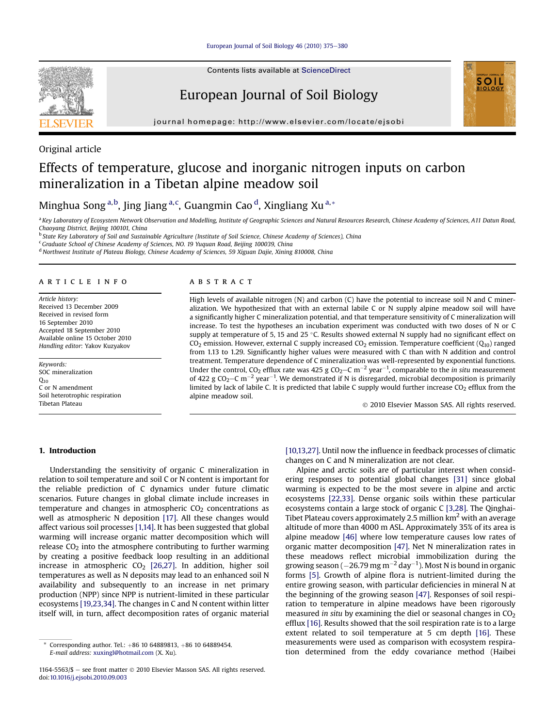Original article

# Effects of temperature, glucose and inorganic nitrogen inputs on carbon mineralization in a Tibetan alpine meadow soil

Minghua Song [a,b], Jing Jiang [a,c], Guangmin Cao [d], Xingliang Xu [a,*]

[a] Key Laboratory of Ecosystem Network Observation and Modelling, Institute of Geographic Sciences and Natural Resources Research, Chinese Academy of Sciences, A11 Datun Road, Chaoyang District, Beijing 100101, China

[b] State Key Laboratory of Soil and Sustainable Agriculture (Institute of Soil Science, Chinese Academy of Sciences), China

[c] Graduate School of Chinese Academy of Sciences, NO. 19 Yuquan Road, Beijing 100039, China

[d] Northwest Institute of Plateau Biology, Chinese Academy of Sciences, 59 Xiguan Dajie, Xining 810008, China

## ARTICLE INFO

*Article history:*
Received 13 December 2009
Received in revised form
16 September 2010
Accepted 18 September 2010
Available online 15 October 2010
*Handling editor:* Yakov Kuzyakov

*Keywords:*
SOC mineralization
$Q_{10}$
C or N amendment
Soil heterotrophic respiration
Tibetan Plateau

## ABSTRACT

High levels of available nitrogen (N) and carbon (C) have the potential to increase soil N and C mineralization. We hypothesized that with an external labile C or N supply alpine meadow soil will have a significantly higher C mineralization potential, and that temperature sensitivity of C mineralization will increase. To test the hypotheses an incubation experiment was conducted with two doses of N or C supply at temperature of 5, 15 and 25 °C. Results showed external N supply had no significant effect on $CO_2$ emission. However, external C supply increased $CO_2$ emission. Temperature coefficient ($Q_{10}$) ranged from 1.13 to 1.29. Significantly higher values were measured with C than with N addition and control treatment. Temperature dependence of C mineralization was well-represented by exponential functions. Under the control, $CO_2$ efflux rate was 425 g $CO_2$–C $m^{-2}$ $year^{-1}$, comparable to the *in situ* measurement of 422 g $CO_2$–C $m^{-2}$ $year^{-1}$. We demonstrated if N is disregarded, microbial decomposition is primarily limited by lack of labile C. It is predicted that labile C supply would further increase $CO_2$ efflux from the alpine meadow soil.

© 2010 Elsevier Masson SAS. All rights reserved.

## 1. Introduction

Understanding the sensitivity of organic C mineralization in relation to soil temperature and soil C or N content is important for the reliable prediction of C dynamics under future climatic scenarios. Future changes in global climate include increases in temperature and changes in atmospheric $CO_2$ concentrations as well as atmospheric N deposition [17]. All these changes would affect various soil processes [1,14]. It has been suggested that global warming will increase organic matter decomposition which will release $CO_2$ into the atmosphere contributing to further warming by creating a positive feedback loop resulting in an additional increase in atmospheric $CO_2$ [26,27]. In addition, higher soil temperatures as well as N deposits may lead to an enhanced soil N availability and subsequently to an increase in net primary production (NPP) since NPP is nutrient-limited in these particular ecosystems [19,23,34]. The changes in C and N content within litter itself will, in turn, affect decomposition rates of organic material [10,13,27]. Until now the influence in feedback processes of climatic changes on C and N mineralization are not clear.

Alpine and arctic soils are of particular interest when considering responses to potential global changes [31] since global warming is expected to be the most severe in alpine and arctic ecosystems [22,33]. Dense organic soils within these particular ecosystems contain a large stock of organic C [3,28]. The Qinghai-Tibet Plateau covers approximately 2.5 million $km^2$ with an average altitude of more than 4000 m ASL. Approximately 35% of its area is alpine meadow [46] where low temperature causes low rates of organic matter decomposition [47]. Net N mineralization rates in these meadows reflect microbial immobilization during the growing season (−26.79 mg $m^{-2}$ $day^{-1}$). Most N is bound in organic forms [5]. Growth of alpine flora is nutrient-limited during the entire growing season, with particular deficiencies in mineral N at the beginning of the growing season [47]. Responses of soil respiration to temperature in alpine meadows have been rigorously measured *in situ* by examining the diel or seasonal changes in $CO_2$ efflux [16]. Results showed that the soil respiration rate is to a large extent related to soil temperature at 5 cm depth [16]. These measurements were used as comparison with ecosystem respiration determined from the eddy covariance method (Haibei

---

\* Corresponding author. Tel.: +86 10 64889813, +86 10 64889454.
*E-mail address:* xuxingl@hotmail.com (X. Xu).

1164-5563/$ – see front matter © 2010 Elsevier Masson SAS. All rights reserved.
doi:10.1016/j.ejsobi.2010.09.003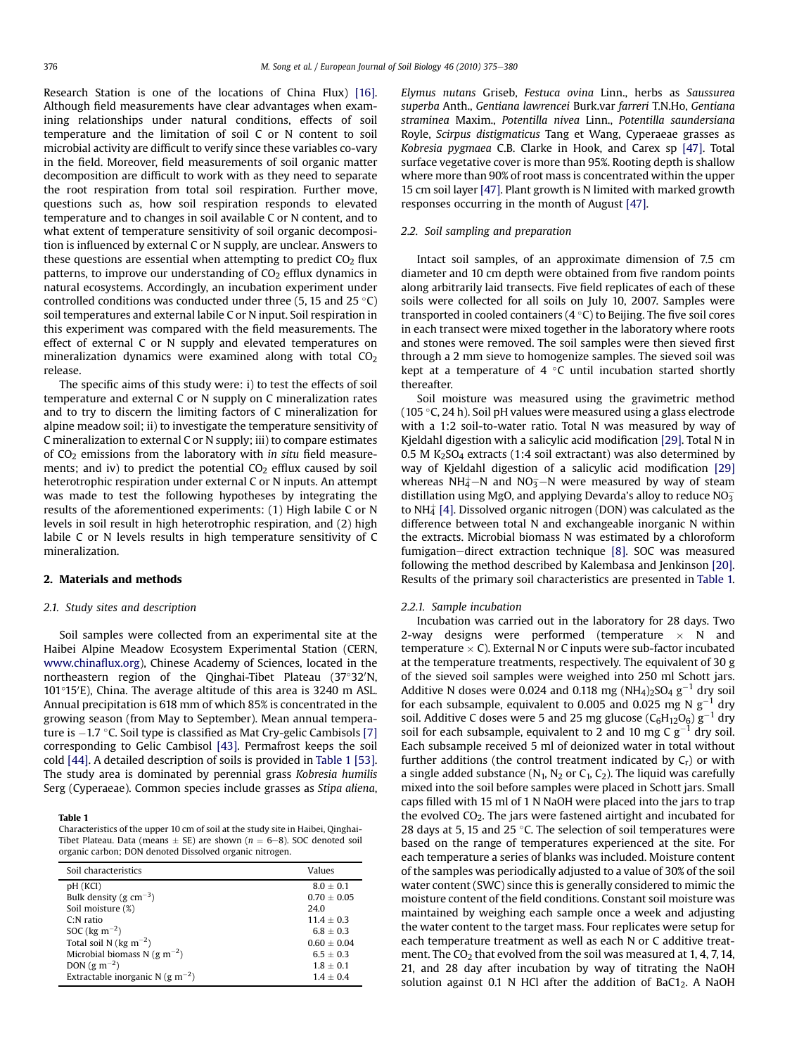Research Station is one of the locations of China Flux) [16]. Although field measurements have clear advantages when examining relationships under natural conditions, effects of soil temperature and the limitation of soil C or N content to soil microbial activity are difficult to verify since these variables co-vary in the field. Moreover, field measurements of soil organic matter decomposition are difficult to work with as they need to separate the root respiration from total soil respiration. Further move, questions such as, how soil respiration responds to elevated temperature and to changes in soil available C or N content, and to what extent of temperature sensitivity of soil organic decomposition is influenced by external C or N supply, are unclear. Answers to these questions are essential when attempting to predict $CO_2$ flux patterns, to improve our understanding of $CO_2$ efflux dynamics in natural ecosystems. Accordingly, an incubation experiment under controlled conditions was conducted under three (5, 15 and 25 °C) soil temperatures and external labile C or N input. Soil respiration in this experiment was compared with the field measurements. The effect of external C or N supply and elevated temperatures on mineralization dynamics were examined along with total $CO_2$ release.

The specific aims of this study were: i) to test the effects of soil temperature and external C or N supply on C mineralization rates and to try to discern the limiting factors of C mineralization for alpine meadow soil; ii) to investigate the temperature sensitivity of C mineralization to external C or N supply; iii) to compare estimates of $CO_2$ emissions from the laboratory with *in situ* field measurements; and iv) to predict the potential $CO_2$ efflux caused by soil heterotrophic respiration under external C or N inputs. An attempt was made to test the following hypotheses by integrating the results of the aforementioned experiments: (1) High labile C or N levels in soil result in high heterotrophic respiration, and (2) high labile C or N levels results in high temperature sensitivity of C mineralization.

## 2. Materials and methods

### 2.1. Study sites and description

Soil samples were collected from an experimental site at the Haibei Alpine Meadow Ecosystem Experimental Station (CERN, www.chinaflux.org), Chinese Academy of Sciences, located in the northeastern region of the Qinghai-Tibet Plateau (37°32′N, 101°15′E), China. The average altitude of this area is 3240 m ASL. Annual precipitation is 618 mm of which 85% is concentrated in the growing season (from May to September). Mean annual temperature is −1.7 °C. Soil type is classified as Mat Cry-gelic Cambisols [7] corresponding to Gelic Cambisol [43]. Permafrost keeps the soil cold [44]. A detailed description of soils is provided in Table 1 [53]. The study area is dominated by perennial grass *Kobresia humilis* Serg (Cyperaeae). Common species include grasses as *Stipa aliena*, *Elymus nutans* Griseb, *Festuca ovina* Linn., herbs as *Saussurea superba* Anth., *Gentiana lawrencei* Burk.var *farreri* T.N.Ho, *Gentiana straminea* Maxim., *Potentilla nivea* Linn., *Potentilla saundersiana* Royle, *Scirpus distigmaticus* Tang et Wang, Cyperaeae grasses as *Kobresia pygmaea* C.B. Clarke in Hook, and Carex sp [47]. Total surface vegetative cover is more than 95%. Rooting depth is shallow where more than 90% of root mass is concentrated within the upper 15 cm soil layer [47]. Plant growth is N limited with marked growth responses occurring in the month of August [47].

**Table 1**
Characteristics of the upper 10 cm of soil at the study site in Haibei, Qinghai-Tibet Plateau. Data (means ± SE) are shown ($n$ = 6–8). SOC denoted soil organic carbon; DON denoted Dissolved organic nitrogen.

| Soil characteristics | Values |
|---|---|
| pH (KCl) | 8.0 ± 0.1 |
| Bulk density (g cm$^{-3}$) | 0.70 ± 0.05 |
| Soil moisture (%) | 24.0 |
| C:N ratio | 11.4 ± 0.3 |
| SOC (kg m$^{-2}$) | 6.8 ± 0.3 |
| Total soil N (kg m$^{-2}$) | 0.60 ± 0.04 |
| Microbial biomass N (g m$^{-2}$) | 6.5 ± 0.3 |
| DON (g m$^{-2}$) | 1.8 ± 0.1 |
| Extractable inorganic N (g m$^{-2}$) | 1.4 ± 0.4 |

### 2.2. Soil sampling and preparation

Intact soil samples, of an approximate dimension of 7.5 cm diameter and 10 cm depth were obtained from five random points along arbitrarily laid transects. Five field replicates of each of these soils were collected for all soils on July 10, 2007. Samples were transported in cooled containers (4 °C) to Beijing. The five soil cores in each transect were mixed together in the laboratory where roots and stones were removed. The soil samples were then sieved first through a 2 mm sieve to homogenize samples. The sieved soil was kept at a temperature of 4 °C until incubation started shortly thereafter.

Soil moisture was measured using the gravimetric method (105 °C, 24 h). Soil pH values were measured using a glass electrode with a 1:2 soil-to-water ratio. Total N was measured by way of Kjeldahl digestion with a salicylic acid modification [29]. Total N in 0.5 M $K_2SO_4$ extracts (1:4 soil extractant) was also determined by way of Kjeldahl digestion of a salicylic acid modification [29] whereas $NH_4^+$–N and $NO_3^-$–N were measured by way of steam distillation using MgO, and applying Devarda's alloy to reduce $NO_3^-$ to $NH_4^+$ [4]. Dissolved organic nitrogen (DON) was calculated as the difference between total N and exchangeable inorganic N within the extracts. Microbial biomass N was estimated by a chloroform fumigation–direct extraction technique [8]. SOC was measured following the method described by Kalembasa and Jenkinson [20]. Results of the primary soil characteristics are presented in Table 1.

#### 2.2.1. Sample incubation

Incubation was carried out in the laboratory for 28 days. Two 2-way designs were performed (temperature × N and temperature × C). External N or C inputs were sub-factor incubated at the temperature treatments, respectively. The equivalent of 30 g of the sieved soil samples were weighed into 250 ml Schott jars. Additive N doses were 0.024 and 0.118 mg $(NH_4)_2SO_4$ g$^{-1}$ dry soil for each subsample, equivalent to 0.005 and 0.025 mg N g$^{-1}$ dry soil. Additive C doses were 5 and 25 mg glucose ($C_6H_{12}O_6$) g$^{-1}$ dry soil for each subsample, equivalent to 2 and 10 mg C g$^{-1}$ dry soil. Each subsample received 5 ml of deionized water in total without further additions (the control treatment indicated by $C_r$) or with a single added substance ($N_1$, $N_2$ or $C_1$, $C_2$). The liquid was carefully mixed into the soil before samples were placed in Schott jars. Small caps filled with 15 ml of 1 N NaOH were placed into the jars to trap the evolved $CO_2$. The jars were fastened airtight and incubated for 28 days at 5, 15 and 25 °C. The selection of soil temperatures were based on the range of temperatures experienced at the site. For each temperature a series of blanks was included. Moisture content of the samples was periodically adjusted to a value of 30% of the soil water content (SWC) since this is generally considered to mimic the moisture content of the field conditions. Constant soil moisture was maintained by weighing each sample once a week and adjusting the water content to the target mass. Four replicates were setup for each temperature treatment as well as each N or C additive treatment. The $CO_2$ that evolved from the soil was measured at 1, 4, 7, 14, 21, and 28 day after incubation by way of titrating the NaOH solution against 0.1 N HCl after the addition of $BaCl_2$. A NaOH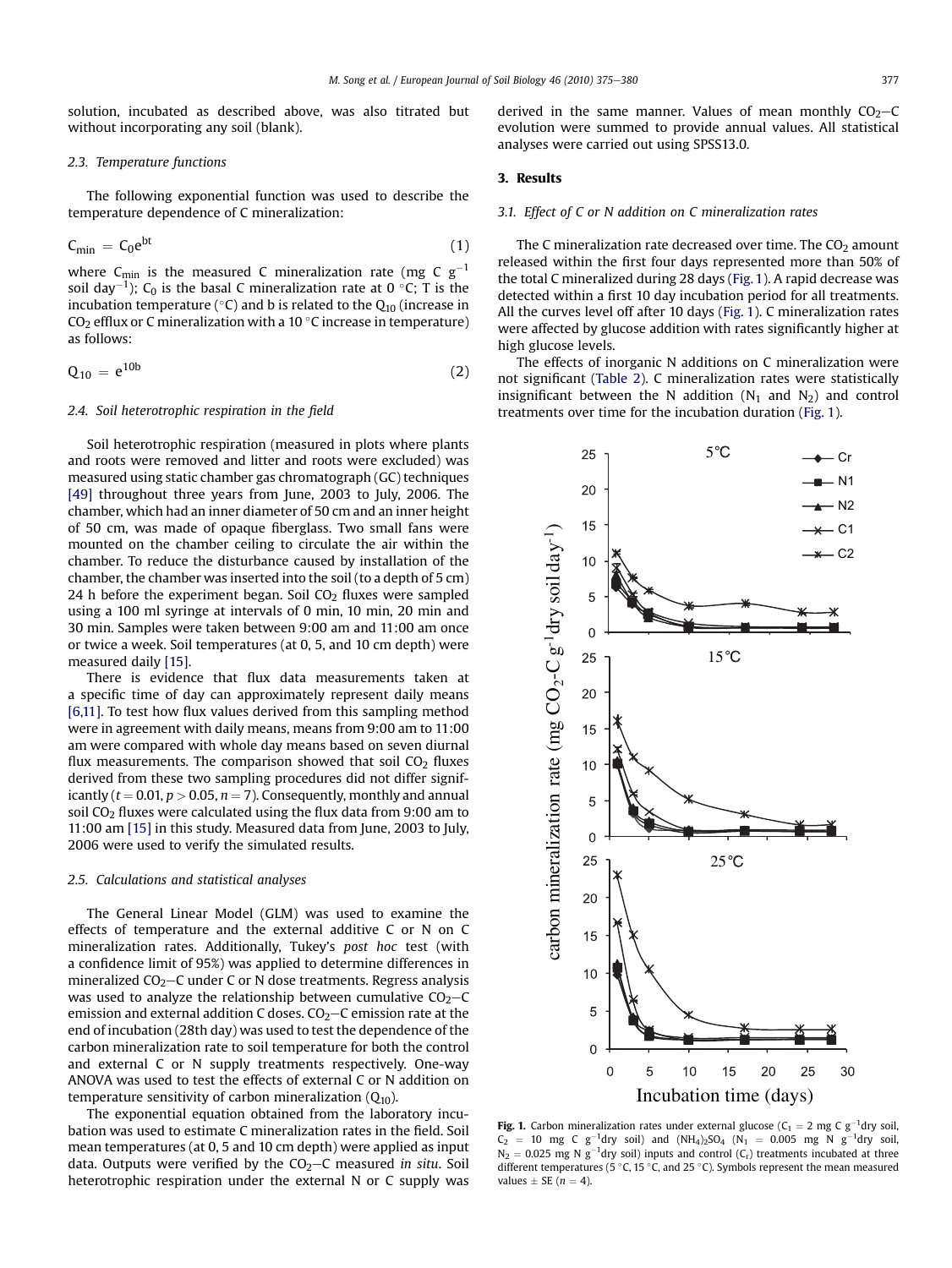solution, incubated as described above, was also titrated but without incorporating any soil (blank).

### 2.3. Temperature functions

The following exponential function was used to describe the temperature dependence of C mineralization:

$$C_{min} = C_0 e^{bt} \quad (1)$$

where $C_{min}$ is the measured C mineralization rate (mg C $g^{-1}$ soil $day^{-1}$); $C_0$ is the basal C mineralization rate at 0 °C; T is the incubation temperature (°C) and b is related to the $Q_{10}$ (increase in $CO_2$ efflux or C mineralization with a 10 °C increase in temperature) as follows:

$$Q_{10} = e^{10b} \quad (2)$$

### 2.4. Soil heterotrophic respiration in the field

Soil heterotrophic respiration (measured in plots where plants and roots were removed and litter and roots were excluded) was measured using static chamber gas chromatograph (GC) techniques [49] throughout three years from June, 2003 to July, 2006. The chamber, which had an inner diameter of 50 cm and an inner height of 50 cm, was made of opaque fiberglass. Two small fans were mounted on the chamber ceiling to circulate the air within the chamber. To reduce the disturbance caused by installation of the chamber, the chamber was inserted into the soil (to a depth of 5 cm) 24 h before the experiment began. Soil $CO_2$ fluxes were sampled using a 100 ml syringe at intervals of 0 min, 10 min, 20 min and 30 min. Samples were taken between 9:00 am and 11:00 am once or twice a week. Soil temperatures (at 0, 5, and 10 cm depth) were measured daily [15].

There is evidence that flux data measurements taken at a specific time of day can approximately represent daily means [6,11]. To test how flux values derived from this sampling method were in agreement with daily means, means from 9:00 am to 11:00 am were compared with whole day means based on seven diurnal flux measurements. The comparison showed that soil $CO_2$ fluxes derived from these two sampling procedures did not differ significantly ($t = 0.01$, $p > 0.05$, $n = 7$). Consequently, monthly and annual soil $CO_2$ fluxes were calculated using the flux data from 9:00 am to 11:00 am [15] in this study. Measured data from June, 2003 to July, 2006 were used to verify the simulated results.

### 2.5. Calculations and statistical analyses

The General Linear Model (GLM) was used to examine the effects of temperature and the external additive C or N on C mineralization rates. Additionally, Tukey's *post hoc* test (with a confidence limit of 95%) was applied to determine differences in mineralized $CO_2$–C under C or N dose treatments. Regress analysis was used to analyze the relationship between cumulative $CO_2$–C emission and external addition C doses. $CO_2$–C emission rate at the end of incubation (28th day) was used to test the dependence of the carbon mineralization rate to soil temperature for both the control and external C or N supply treatments respectively. One-way ANOVA was used to test the effects of external C or N addition on temperature sensitivity of carbon mineralization ($Q_{10}$).

The exponential equation obtained from the laboratory incubation was used to estimate C mineralization rates in the field. Soil mean temperatures (at 0, 5 and 10 cm depth) were applied as input data. Outputs were verified by the $CO_2$–C measured *in situ*. Soil heterotrophic respiration under the external N or C supply was derived in the same manner. Values of mean monthly $CO_2$–C evolution were summed to provide annual values. All statistical analyses were carried out using SPSS13.0.

## 3. Results

### 3.1. Effect of C or N addition on C mineralization rates

The C mineralization rate decreased over time. The $CO_2$ amount released within the first four days represented more than 50% of the total C mineralized during 28 days (Fig. 1). A rapid decrease was detected within a first 10 day incubation period for all treatments. All the curves level off after 10 days (Fig. 1). C mineralization rates were affected by glucose addition with rates significantly higher at high glucose levels.

The effects of inorganic N additions on C mineralization were not significant (Table 2). C mineralization rates were statistically insignificant between the N addition ($N_1$ and $N_2$) and control treatments over time for the incubation duration (Fig. 1).

5°C
15°C
25°C
Cr
N1
N2
C1
C2
carbon mineralization rate (mg $CO_2$-C $g^{-1}$dry soil $day^{-1}$)
0 5 10 15 20 25
0 5 10 15 20 25 30
Incubation time (days)

**Fig. 1.** Carbon mineralization rates under external glucose ($C_1$ = 2 mg C $g^{-1}$dry soil, $C_2$ = 10 mg C $g^{-1}$dry soil) and $(NH_4)_2SO_4$ ($N_1$ = 0.005 mg N $g^{-1}$dry soil, $N_2$ = 0.025 mg N $g^{-1}$dry soil) inputs and control ($C_r$) treatments incubated at three different temperatures (5 °C, 15 °C, and 25 °C). Symbols represent the mean measured values ± SE ($n = 4$).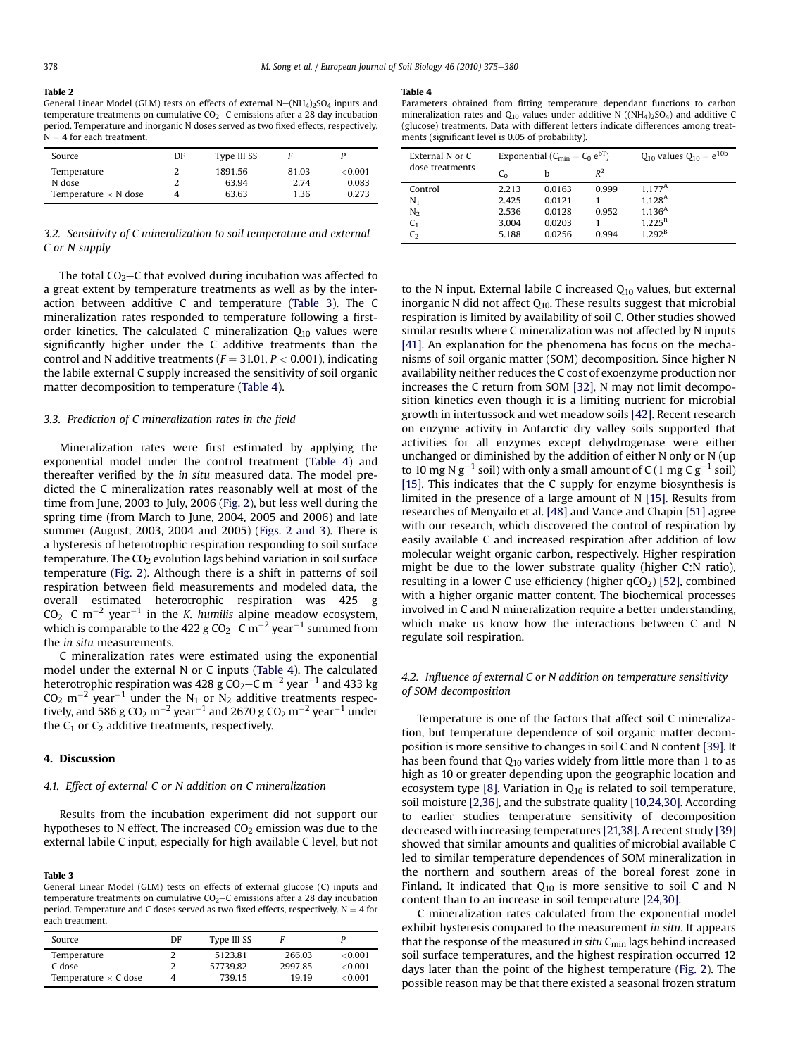**Table 2**
General Linear Model (GLM) tests on effects of external N–$(NH_4)_2SO_4$ inputs and temperature treatments on cumulative $CO_2$–C emissions after a 28 day incubation period. Temperature and inorganic N doses served as two fixed effects, respectively. N = 4 for each treatment.

| Source | DF | Type III SS | F | P |
|---|---|---|---|---|
| Temperature | 2 | 1891.56 | 81.03 | <0.001 |
| N dose | 2 | 63.94 | 2.74 | 0.083 |
| Temperature × N dose | 4 | 63.63 | 1.36 | 0.273 |

### 3.2. Sensitivity of C mineralization to soil temperature and external C or N supply

The total $CO_2$–C that evolved during incubation was affected to a great extent by temperature treatments as well as by the interaction between additive C and temperature (Table 3). The C mineralization rates responded to temperature following a first-order kinetics. The calculated C mineralization $Q_{10}$ values were significantly higher under the C additive treatments than the control and N additive treatments ($F = 31.01$, $P < 0.001$), indicating the labile external C supply increased the sensitivity of soil organic matter decomposition to temperature (Table 4).

### 3.3. Prediction of C mineralization rates in the field

Mineralization rates were first estimated by applying the exponential model under the control treatment (Table 4) and thereafter verified by the *in situ* measured data. The model predicted the C mineralization rates reasonably well at most of the time from June, 2003 to July, 2006 (Fig. 2), but less well during the spring time (from March to June, 2004, 2005 and 2006) and late summer (August, 2003, 2004 and 2005) (Figs. 2 and 3). There is a hysteresis of heterotrophic respiration responding to soil surface temperature. The $CO_2$ evolution lags behind variation in soil surface temperature (Fig. 2). Although there is a shift in patterns of soil respiration between field measurements and modeled data, the overall estimated heterotrophic respiration was 425 g $CO_2$–C $m^{-2}$ $year^{-1}$ in the *K. humilis* alpine meadow ecosystem, which is comparable to the 422 g $CO_2$–C $m^{-2}$ $year^{-1}$ summed from the *in situ* measurements.

C mineralization rates were estimated using the exponential model under the external N or C inputs (Table 4). The calculated heterotrophic respiration was 428 g $CO_2$–C $m^{-2}$ $year^{-1}$ and 433 kg $CO_2$ $m^{-2}$ $year^{-1}$ under the $N_1$ or $N_2$ additive treatments respectively, and 586 g $CO_2$ $m^{-2}$ $year^{-1}$ and 2670 g $CO_2$ $m^{-2}$ $year^{-1}$ under the $C_1$ or $C_2$ additive treatments, respectively.

## 4. Discussion

### 4.1. Effect of external C or N addition on C mineralization

Results from the incubation experiment did not support our hypotheses to N effect. The increased $CO_2$ emission was due to the external labile C input, especially for high available C level, but not to the N input. External labile C increased $Q_{10}$ values, but external inorganic N did not affect $Q_{10}$. These results suggest that microbial respiration is limited by availability of soil C. Other studies showed similar results where C mineralization was not affected by N inputs [41]. An explanation for the phenomena has focus on the mechanisms of soil organic matter (SOM) decomposition. Since higher N availability neither reduces the C cost of exoenzyme production nor increases the C return from SOM [32], N may not limit decomposition kinetics even though it is a limiting nutrient for microbial growth in intertussock and wet meadow soils [42]. Recent research on enzyme activity in Antarctic dry valley soils supported that activities for all enzymes except dehydrogenase were either unchanged or diminished by the addition of either N only or N (up to 10 mg N $g^{-1}$ soil) with only a small amount of C (1 mg C $g^{-1}$ soil) [15]. This indicates that the C supply for enzyme biosynthesis is limited in the presence of a large amount of N [15]. Results from researches of Menyailo et al. [48] and Vance and Chapin [51] agree with our research, which discovered the control of respiration by easily available C and increased respiration after addition of low molecular weight organic carbon, respectively. Higher respiration might be due to the lower substrate quality (higher C:N ratio), resulting in a lower C use efficiency (higher $qCO_2$) [52], combined with a higher organic matter content. The biochemical processes involved in C and N mineralization require a better understanding, which make us know how the interactions between C and N regulate soil respiration.

**Table 3**
General Linear Model (GLM) tests on effects of external glucose (C) inputs and temperature treatments on cumulative $CO_2$–C emissions after a 28 day incubation period. Temperature and C doses served as two fixed effects, respectively. N = 4 for each treatment.

| Source | DF | Type III SS | F | P |
|---|---|---|---|---|
| Temperature | 2 | 5123.81 | 266.03 | <0.001 |
| C dose | 2 | 57739.82 | 2997.85 | <0.001 |
| Temperature × C dose | 4 | 739.15 | 19.19 | <0.001 |

**Table 4**
Parameters obtained from fitting temperature dependant functions to carbon mineralization rates and $Q_{10}$ values under additive N ($(NH_4)_2SO_4$) and additive C (glucose) treatments. Data with different letters indicate differences among treatments (significant level is 0.05 of probability).

| External N or C dose treatments | Exponential ($C_{min} = C_0\, e^{bT}$) | | | $Q_{10}$ values $Q_{10} = e^{10b}$ |
|---|---|---|---|---|
| | $C_0$ | b | $R^2$ | |
| Control | 2.213 | 0.0163 | 0.999 | 1.177[A] |
| $N_1$ | 2.425 | 0.0121 | 1 | 1.128[A] |
| $N_2$ | 2.536 | 0.0128 | 0.952 | 1.136[A] |
| $C_1$ | 3.004 | 0.0203 | 1 | 1.225[B] |
| $C_2$ | 5.188 | 0.0256 | 0.994 | 1.292[B] |

### 4.2. Influence of external C or N addition on temperature sensitivity of SOM decomposition

Temperature is one of the factors that affect soil C mineralization, but temperature dependence of soil organic matter decomposition is more sensitive to changes in soil C and N content [39]. It has been found that $Q_{10}$ varies widely from little more than 1 to as high as 10 or greater depending upon the geographic location and ecosystem type [8]. Variation in $Q_{10}$ is related to soil temperature, soil moisture [2,36], and the substrate quality [10,24,30]. According to earlier studies temperature sensitivity of decomposition decreased with increasing temperatures [21,38]. A recent study [39] showed that similar amounts and qualities of microbial available C led to similar temperature dependences of SOM mineralization in the northern and southern areas of the boreal forest zone in Finland. It indicated that $Q_{10}$ is more sensitive to soil C and N content than to an increase in soil temperature [24,30].

C mineralization rates calculated from the exponential model exhibit hysteresis compared to the measurement *in situ*. It appears that the response of the measured *in situ* $C_{min}$ lags behind increased soil surface temperatures, and the highest respiration occurred 12 days later than the point of the highest temperature (Fig. 2). The possible reason may be that there existed a seasonal frozen stratum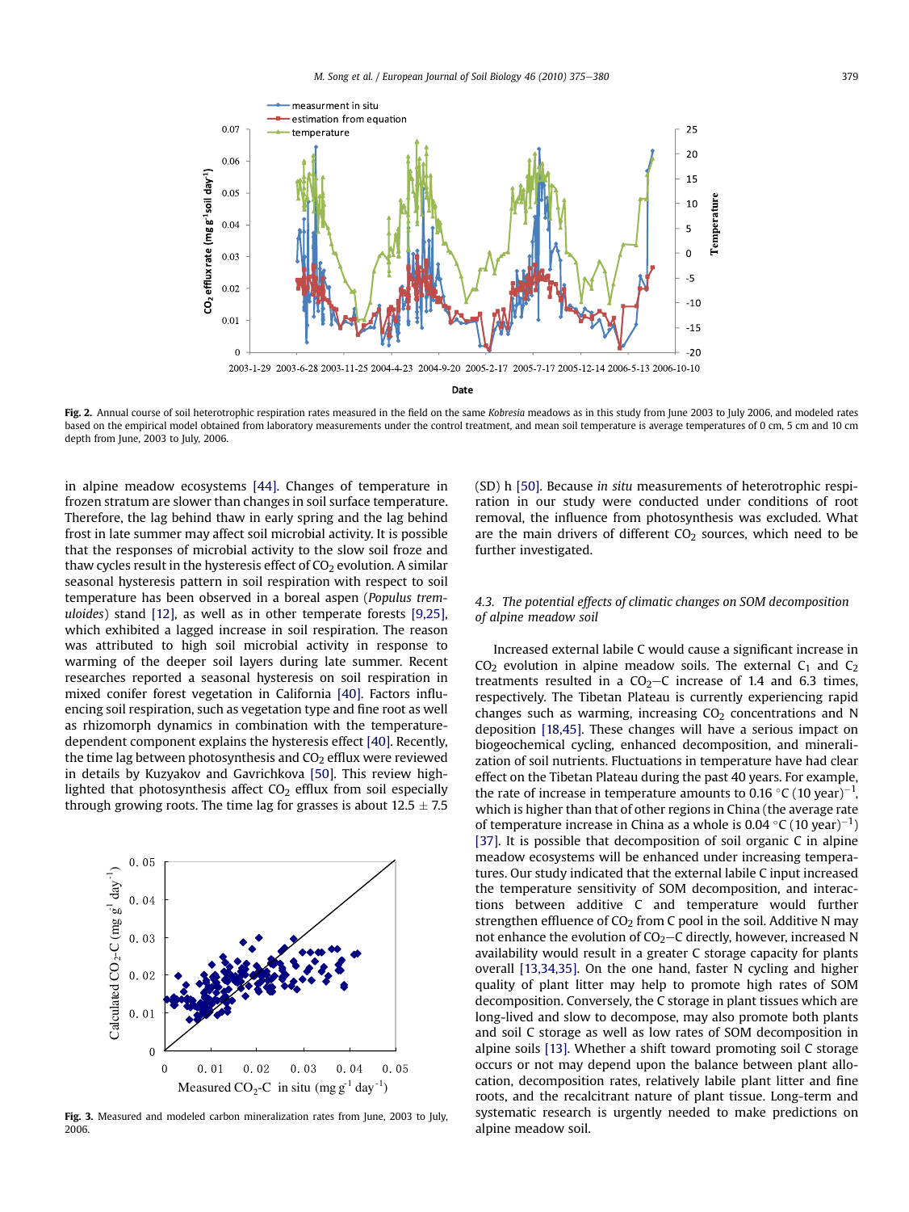measurment in situ
estimation from equation
temperature

0.07
0.06
0.05
0.04
0.03
0.02
0.01
0

CO2 efflux rate (mg g-1 soil day-1)

25
20
15
10
5
0
-5
-10
-15
-20

Temperature

2003-1-29 2003-6-28 2003-11-25 2004-4-23 2004-9-20 2005-2-17 2005-7-17 2005-12-14 2006-5-13 2006-10-10

Date

**Fig. 2.** Annual course of soil heterotrophic respiration rates measured in the field on the same *Kobresia* meadows as in this study from June 2003 to July 2006, and modeled rates based on the empirical model obtained from laboratory measurements under the control treatment, and mean soil temperature is average temperatures of 0 cm, 5 cm and 10 cm depth from June, 2003 to July, 2006.

in alpine meadow ecosystems [44]. Changes of temperature in frozen stratum are slower than changes in soil surface temperature. Therefore, the lag behind thaw in early spring and the lag behind frost in late summer may affect soil microbial activity. It is possible that the responses of microbial activity to the slow soil froze and thaw cycles result in the hysteresis effect of $CO_2$ evolution. A similar seasonal hysteresis pattern in soil respiration with respect to soil temperature has been observed in a boreal aspen (*Populus tremuloides*) stand [12], as well as in other temperate forests [9,25], which exhibited a lagged increase in soil respiration. The reason was attributed to high soil microbial activity in response to warming of the deeper soil layers during late summer. Recent researches reported a seasonal hysteresis on soil respiration in mixed conifer forest vegetation in California [40]. Factors influencing soil respiration, such as vegetation type and fine root as well as rhizomorph dynamics in combination with the temperature-dependent component explains the hysteresis effect [40]. Recently, the time lag between photosynthesis and $CO_2$ efflux were reviewed in details by Kuzyakov and Gavrichkova [50]. This review highlighted that photosynthesis affect $CO_2$ efflux from soil especially through growing roots. The time lag for grasses is about $12.5 \pm 7.5$ (SD) h [50]. Because *in situ* measurements of heterotrophic respiration in our study were conducted under conditions of root removal, the influence from photosynthesis was excluded. What are the main drivers of different $CO_2$ sources, which need to be further investigated.

0.05
0.04
0.03
0.02
0.01
0

Calculated CO2-C (mg g-1 day-1)

0 0.01 0.02 0.03 0.04 0.05

Measured CO2-C in situ (mg g-1 day-1)

**Fig. 3.** Measured and modeled carbon mineralization rates from June, 2003 to July, 2006.

### 4.3. The potential effects of climatic changes on SOM decomposition of alpine meadow soil

Increased external labile C would cause a significant increase in $CO_2$ evolution in alpine meadow soils. The external $C_1$ and $C_2$ treatments resulted in a $CO_2$–C increase of 1.4 and 6.3 times, respectively. The Tibetan Plateau is currently experiencing rapid changes such as warming, increasing $CO_2$ concentrations and N deposition [18,45]. These changes will have a serious impact on biogeochemical cycling, enhanced decomposition, and mineralization of soil nutrients. Fluctuations in temperature have had clear effect on the Tibetan Plateau during the past 40 years. For example, the rate of increase in temperature amounts to 0.16 °C $(10\ \text{year})^{-1}$, which is higher than that of other regions in China (the average rate of temperature increase in China as a whole is 0.04 °C $(10\ \text{year})^{-1}$) [37]. It is possible that decomposition of soil organic C in alpine meadow ecosystems will be enhanced under increasing temperatures. Our study indicated that the external labile C input increased the temperature sensitivity of SOM decomposition, and interactions between additive C and temperature would further strengthen effluence of $CO_2$ from C pool in the soil. Additive N may not enhance the evolution of $CO_2$–C directly, however, increased N availability would result in a greater C storage capacity for plants overall [13,34,35]. On the one hand, faster N cycling and higher quality of plant litter may help to promote high rates of SOM decomposition. Conversely, the C storage in plant tissues which are long-lived and slow to decompose, may also promote both plants and soil C storage as well as low rates of SOM decomposition in alpine soils [13]. Whether a shift toward promoting soil C storage occurs or not may depend upon the balance between plant allocation, decomposition rates, relatively labile plant litter and fine roots, and the recalcitrant nature of plant tissue. Long-term and systematic research is urgently needed to make predictions on alpine meadow soil.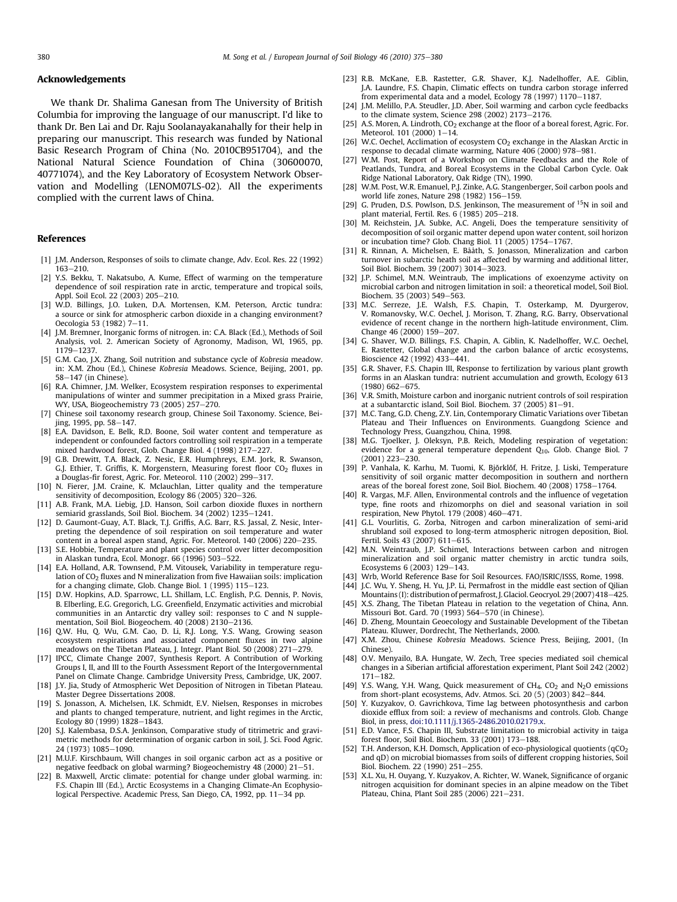## Acknowledgements

We thank Dr. Shalima Ganesan from The University of British Columbia for improving the language of our manuscript. I'd like to thank Dr. Ben Lai and Dr. Raju Soolanayakanahally for their help in preparing our manuscript. This research was funded by National Basic Research Program of China (No. 2010CB951704), and the National Natural Science Foundation of China (30600070, 40771074), and the Key Laboratory of Ecosystem Network Observation and Modelling (LENOM07LS-02). All the experiments complied with the current laws of China.

## References

[1] J.M. Anderson, Responses of soils to climate change, Adv. Ecol. Res. 22 (1992) 163–210.

[2] Y.S. Bekku, T. Nakatsubo, A. Kume, Effect of warming on the temperature dependence of soil respiration rate in arctic, temperature and tropical soils, Appl. Soil Ecol. 22 (2003) 205–210.

[3] W.D. Billings, J.O. Luken, D.A. Mortensen, K.M. Peterson, Arctic tundra: a source or sink for atmospheric carbon dioxide in a changing environment? Oecologia 53 (1982) 7–11.

[4] J.M. Bremner, Inorganic forms of nitrogen. in: C.A. Black (Ed.), Methods of Soil Analysis, vol. 2. American Society of Agronomy, Madison, WI, 1965, pp. 1179–1237.

[5] G.M. Cao, J.X. Zhang, Soil nutrition and substance cycle of *Kobresia* meadow. in: X.M. Zhou (Ed.), Chinese *Kobresia* Meadows. Science, Beijing, 2001, pp. 58–147 (in Chinese).

[6] R.A. Chimner, J.M. Welker, Ecosystem respiration responses to experimental manipulations of winter and summer precipitation in a Mixed grass Prairie, WY, USA, Biogeochemistry 73 (2005) 257–270.

[7] Chinese soil taxonomy research group, Chinese Soil Taxonomy. Science, Beijing, 1995, pp. 58–147.

[8] E.A. Davidson, E. Belk, R.D. Boone, Soil water content and temperature as independent or confounded factors controlling soil respiration in a temperate mixed hardwood forest, Glob. Change Biol. 4 (1998) 217–227.

[9] G.B. Drewitt, T.A. Black, Z. Nesic, E.R. Humphreys, E.M. Jork, R. Swanson, G.J. Ethier, T. Griffis, K. Morgenstern, Measuring forest floor $CO_2$ fluxes in a Douglas-fir forest, Agric. For. Meteorol. 110 (2002) 299–317.

[10] N. Fierer, J.M. Craine, K. Mclauchlan, Litter quality and the temperature sensitivity of decomposition, Ecology 86 (2005) 320–326.

[11] A.B. Frank, M.A. Liebig, J.D. Hanson, Soil carbon dioxide fluxes in northern semiarid grasslands, Soil Biol. Biochem. 34 (2002) 1235–1241.

[12] D. Gaumont-Guay, A.T. Black, T.J. Griffis, A.G. Barr, R.S. Jassal, Z. Nesic, Interpreting the dependence of soil respiration on soil temperature and water content in a boreal aspen stand, Agric. For. Meteorol. 140 (2006) 220–235.

[13] S.E. Hobbie, Temperature and plant species control over litter decomposition in Alaskan tundra, Ecol. Monogr. 66 (1996) 503–522.

[14] E.A. Holland, A.R. Townsend, P.M. Vitousek, Variability in temperature regulation of $CO_2$ fluxes and N mineralization from five Hawaiian soils: implication for a changing climate, Glob. Change Biol. 1 (1995) 115–123.

[15] D.W. Hopkins, A.D. Sparrowc, L.L. Shillam, L.C. English, P.G. Dennis, P. Novis, B. Elberling, E.G. Gregorich, L.G. Greenfield, Enzymatic activities and microbial communities in an Antarctic dry valley soil: responses to C and N supplementation, Soil Biol. Biogeochem. 40 (2008) 2130–2136.

[16] Q.W. Hu, Q. Wu, G.M. Cao, D. Li, R.J. Long, Y.S. Wang, Growing season ecosystem respirations and associated component fluxes in two alpine meadows on the Tibetan Plateau, J. Integr. Plant Biol. 50 (2008) 271–279.

[17] IPCC, Climate Change 2007, Synthesis Report. A Contribution of Working Groups I, II, and III to the Fourth Assessment Report of the Intergovernmental Panel on Climate Change. Cambridge University Press, Cambridge, UK, 2007.

[18] J.Y. Jia, Study of Atmospheric Wet Deposition of Nitrogen in Tibetan Plateau. Master Degree Dissertations 2008.

[19] S. Jonasson, A. Michelsen, I.K. Schmidt, E.V. Nielsen, Responses in microbes and plants to changed temperature, nutrient, and light regimes in the Arctic, Ecology 80 (1999) 1828–1843.

[20] S.J. Kalembasa, D.S.A. Jenkinson, Comparative study of titrimetric and gravimetric methods for determination of organic carbon in soil, J. Sci. Food Agric. 24 (1973) 1085–1090.

[21] M.U.F. Kirschbaum, Will changes in soil organic carbon act as a positive or negative feedback on global warming? Biogeochemistry 48 (2000) 21–51.

[22] B. Maxwell, Arctic climate: potential for change under global warming. in: F.S. Chapin III (Ed.), Arctic Ecosystems in a Changing Climate-An Ecophysiological Perspective. Academic Press, San Diego, CA, 1992, pp. 11–34 pp.

[23] R.B. McKane, E.B. Rastetter, G.R. Shaver, K.J. Nadelhoffer, A.E. Giblin, J.A. Laundre, F.S. Chapin, Climatic effects on tundra carbon storage inferred from experimental data and a model, Ecology 78 (1997) 1170–1187.

[24] J.M. Melillo, P.A. Steudler, J.D. Aber, Soil warming and carbon cycle feedbacks to the climate system, Science 298 (2002) 2173–2176.

[25] A.S. Moren, A. Lindroth, $CO_2$ exchange at the floor of a boreal forest, Agric. For. Meteorol. 101 (2000) 1–14.

[26] W.C. Oechel, Acclimation of ecosystem $CO_2$ exchange in the Alaskan Arctic in response to decadal climate warming, Nature 406 (2000) 978–981.

[27] W.M. Post, Report of a Workshop on Climate Feedbacks and the Role of Peatlands, Tundra, and Boreal Ecosystems in the Global Carbon Cycle. Oak Ridge National Laboratory, Oak Ridge (TN), 1990.

[28] W.M. Post, W.R. Emanuel, P.J. Zinke, A.G. Stangenberger, Soil carbon pools and world life zones, Nature 298 (1982) 156–159.

[29] G. Pruden, D.S. Powlson, D.S. Jenkinson, The measurement of $^{15}N$ in soil and plant material, Fertil. Res. 6 (1985) 205–218.

[30] M. Reichstein, J.A. Subke, A.C. Angeli, Does the temperature sensitivity of decomposition of soil organic matter depend upon water content, soil horizon or incubation time? Glob. Chang Biol. 11 (2005) 1754–1767.

[31] R. Rinnan, A. Michelsen, E. Bååth, S. Jonasson, Mineralization and carbon turnover in subarctic heath soil as affected by warming and additional litter, Soil Biol. Biochem. 39 (2007) 3014–3023.

[32] J.P. Schimel, M.N. Weintraub, The implications of exoenzyme activity on microbial carbon and nitrogen limitation in soil: a theoretical model, Soil Biol. Biochem. 35 (2003) 549–563.

[33] M.C. Serreze, J.E. Walsh, F.S. Chapin, T. Osterkamp, M. Dyurgerov, V. Romanovsky, W.C. Oechel, J. Morison, T. Zhang, R.G. Barry, Observational evidence of recent change in the northern high-latitude environment, Clim. Change 46 (2000) 159–207.

[34] G. Shaver, W.D. Billings, F.S. Chapin, A. Giblin, K. Nadelhoffer, W.C. Oechel, E. Rastetter, Global change and the carbon balance of arctic ecosystems, Bioscience 42 (1992) 433–441.

[35] G.R. Shaver, F.S. Chapin III, Response to fertilization by various plant growth forms in an Alaskan tundra: nutrient accumulation and growth, Ecology 613 (1980) 662–675.

[36] V.R. Smith, Moisture carbon and inorganic nutrient controls of soil respiration at a subantarctic island, Soil Biol. Biochem. 37 (2005) 81–91.

[37] M.C. Tang, G.D. Cheng, Z.Y. Lin, Contemporary Climatic Variations over Tibetan Plateau and Their Influences on Environments. Guangdong Science and Technology Press, Guangzhou, China, 1998.

[38] M.G. Tjoelker, J. Oleksyn, P.B. Reich, Modeling respiration of vegetation: evidence for a general temperature dependent $Q_{10}$, Glob. Change Biol. 7 (2001) 223–230.

[39] P. Vanhala, K. Karhu, M. Tuomi, K. Bjŏrklŏf, H. Fritze, J. Liski, Temperature sensitivity of soil organic matter decomposition in southern and northern areas of the boreal forest zone, Soil Biol. Biochem. 40 (2008) 1758–1764.

[40] R. Vargas, M.F. Allen, Environmental controls and the influence of vegetation type, fine roots and rhizomorphs on diel and seasonal variation in soil respiration, New Phytol. 179 (2008) 460–471.

[41] G.L. Vourlitis, G. Zorba, Nitrogen and carbon mineralization of semi-arid shrubland soil exposed to long-term atmospheric nitrogen deposition, Biol. Fertil. Soils 43 (2007) 611–615.

[42] M.N. Weintraub, J.P. Schimel, Interactions between carbon and nitrogen mineralization and soil organic matter chemistry in arctic tundra soils, Ecosystems 6 (2003) 129–143.

[43] Wrb, World Reference Base for Soil Resources. FAO/ISRIC/ISSS, Rome, 1998.

[44] J.C. Wu, Y. Sheng, H. Yu, J.P. Li, Permafrost in the middle east section of Qilian Mountains (I): distribution of permafrost, J. Glaciol. Geocryol. 29 (2007) 418–425.

[45] X.S. Zhang, The Tibetan Plateau in relation to the vegetation of China, Ann. Missouri Bot. Gard. 70 (1993) 564–570 (in Chinese).

[46] D. Zheng, Mountain Geoecology and Sustainable Development of the Tibetan Plateau. Kluwer, Dordrecht, The Netherlands, 2000.

[47] X.M. Zhou, Chinese *Kobresia* Meadows. Science Press, Beijing, 2001, (In Chinese).

[48] O.V. Menyailo, B.A. Hungate, W. Zech, Tree species mediated soil chemical changes in a Siberian artificial afforestation experiment, Plant Soil 242 (2002) 171–182.

[49] Y.S. Wang, Y.H. Wang, Quick measurement of $CH_4$, $CO_2$ and $N_2O$ emissions from short-plant ecosystems, Adv. Atmos. Sci. 20 (5) (2003) 842–844.

[50] Y. Kuzyakov, O. Gavrichkova, Time lag between photosynthesis and carbon dioxide efflux from soil: a review of mechanisms and controls. Glob. Change Biol, in press, doi:10.1111/j.1365-2486.2010.02179.x.

[51] E.D. Vance, F.S. Chapin III, Substrate limitation to microbial activity in taiga forest floor, Soil Biol. Biochem. 33 (2001) 173–188.

[52] T.H. Anderson, K.H. Domsch, Application of eco-physiological quotients ($qCO_2$ and qD) on microbial biomasses from soils of different cropping histories, Soil Biol. Biochem. 22 (1990) 251–255.

[53] X.L. Xu, H. Ouyang, Y. Kuzyakov, A. Richter, W. Wanek, Significance of organic nitrogen acquisition for dominant species in an alpine meadow on the Tibet Plateau, China, Plant Soil 285 (2006) 221–231.